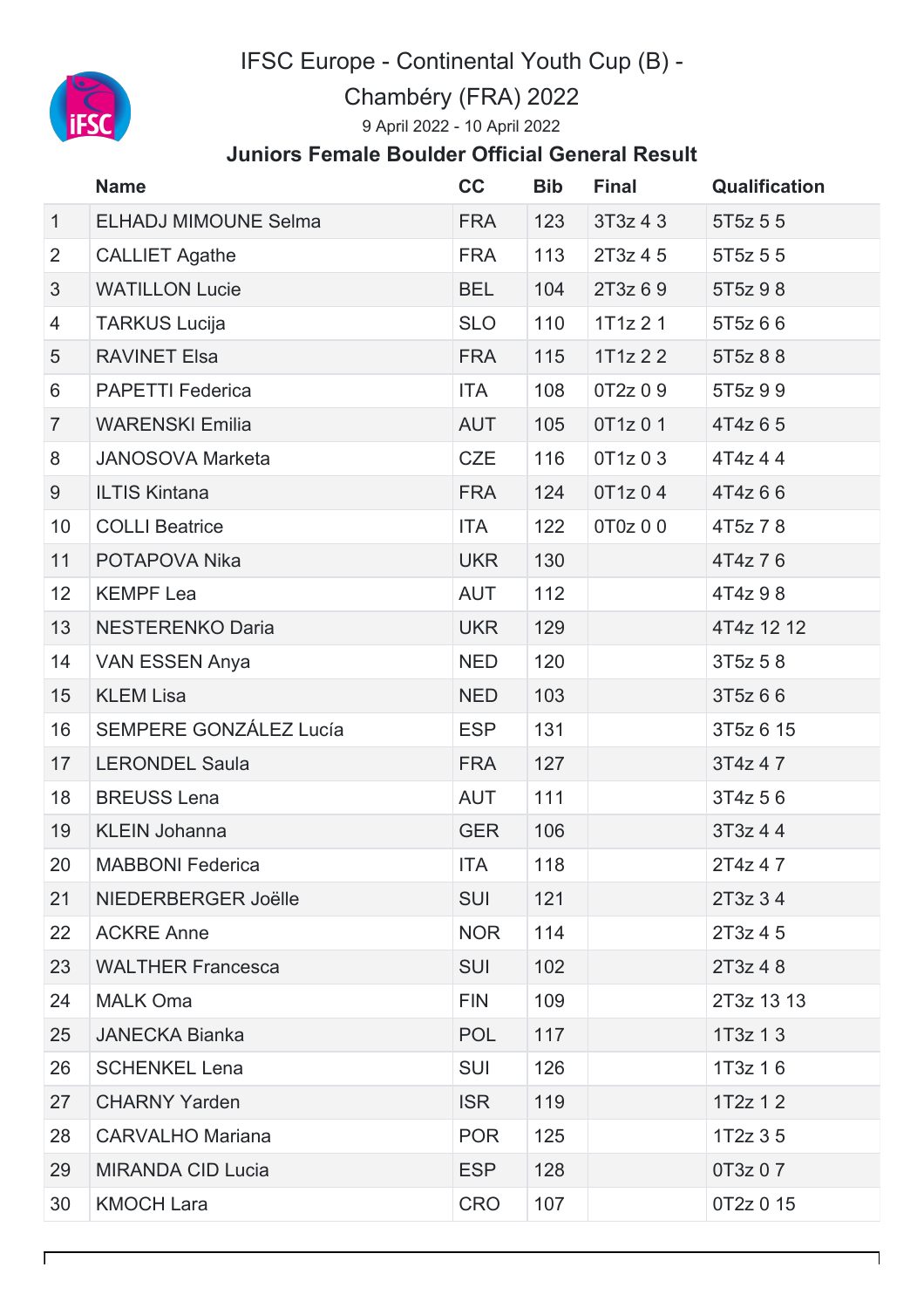# IFSC Europe - Continental Youth Cup (B) - Chambéry (FRA) 2022

9 April 2022 - 10 April 2022

### Juniors Female Boulder Official General Result

| | Name | CC | Bib | Final | Qualification |
|---|---|---|---|---|---|
| 1 | ELHADJ MIMOUNE Selma | FRA | 123 | 3T3z 4 3 | 5T5z 5 5 |
| 2 | CALLIET Agathe | FRA | 113 | 2T3z 4 5 | 5T5z 5 5 |
| 3 | WATILLON Lucie | BEL | 104 | 2T3z 6 9 | 5T5z 9 8 |
| 4 | TARKUS Lucija | SLO | 110 | 1T1z 2 1 | 5T5z 6 6 |
| 5 | RAVINET Elsa | FRA | 115 | 1T1z 2 2 | 5T5z 8 8 |
| 6 | PAPETTI Federica | ITA | 108 | 0T2z 0 9 | 5T5z 9 9 |
| 7 | WARENSKI Emilia | AUT | 105 | 0T1z 0 1 | 4T4z 6 5 |
| 8 | JANOSOVA Marketa | CZE | 116 | 0T1z 0 3 | 4T4z 4 4 |
| 9 | ILTIS Kintana | FRA | 124 | 0T1z 0 4 | 4T4z 6 6 |
| 10 | COLLI Beatrice | ITA | 122 | 0T0z 0 0 | 4T5z 7 8 |
| 11 | POTAPOVA Nika | UKR | 130 | | 4T4z 7 6 |
| 12 | KEMPF Lea | AUT | 112 | | 4T4z 9 8 |
| 13 | NESTERENKO Daria | UKR | 129 | | 4T4z 12 12 |
| 14 | VAN ESSEN Anya | NED | 120 | | 3T5z 5 8 |
| 15 | KLEM Lisa | NED | 103 | | 3T5z 6 6 |
| 16 | SEMPERE GONZÁLEZ Lucía | ESP | 131 | | 3T5z 6 15 |
| 17 | LERONDEL Saula | FRA | 127 | | 3T4z 4 7 |
| 18 | BREUSS Lena | AUT | 111 | | 3T4z 5 6 |
| 19 | KLEIN Johanna | GER | 106 | | 3T3z 4 4 |
| 20 | MABBONI Federica | ITA | 118 | | 2T4z 4 7 |
| 21 | NIEDERBERGER Joëlle | SUI | 121 | | 2T3z 3 4 |
| 22 | ACKRE Anne | NOR | 114 | | 2T3z 4 5 |
| 23 | WALTHER Francesca | SUI | 102 | | 2T3z 4 8 |
| 24 | MALK Oma | FIN | 109 | | 2T3z 13 13 |
| 25 | JANECKA Bianka | POL | 117 | | 1T3z 1 3 |
| 26 | SCHENKEL Lena | SUI | 126 | | 1T3z 1 6 |
| 27 | CHARNY Yarden | ISR | 119 | | 1T2z 1 2 |
| 28 | CARVALHO Mariana | POR | 125 | | 1T2z 3 5 |
| 29 | MIRANDA CID Lucia | ESP | 128 | | 0T3z 0 7 |
| 30 | KMOCH Lara | CRO | 107 | | 0T2z 0 15 |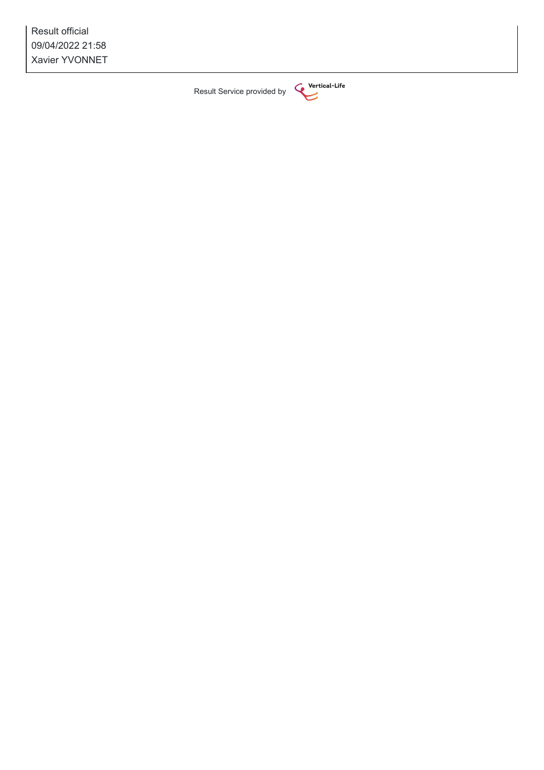Result official
09/04/2022 21:58
Xavier YVONNET

Result Service provided by Vertical-Life